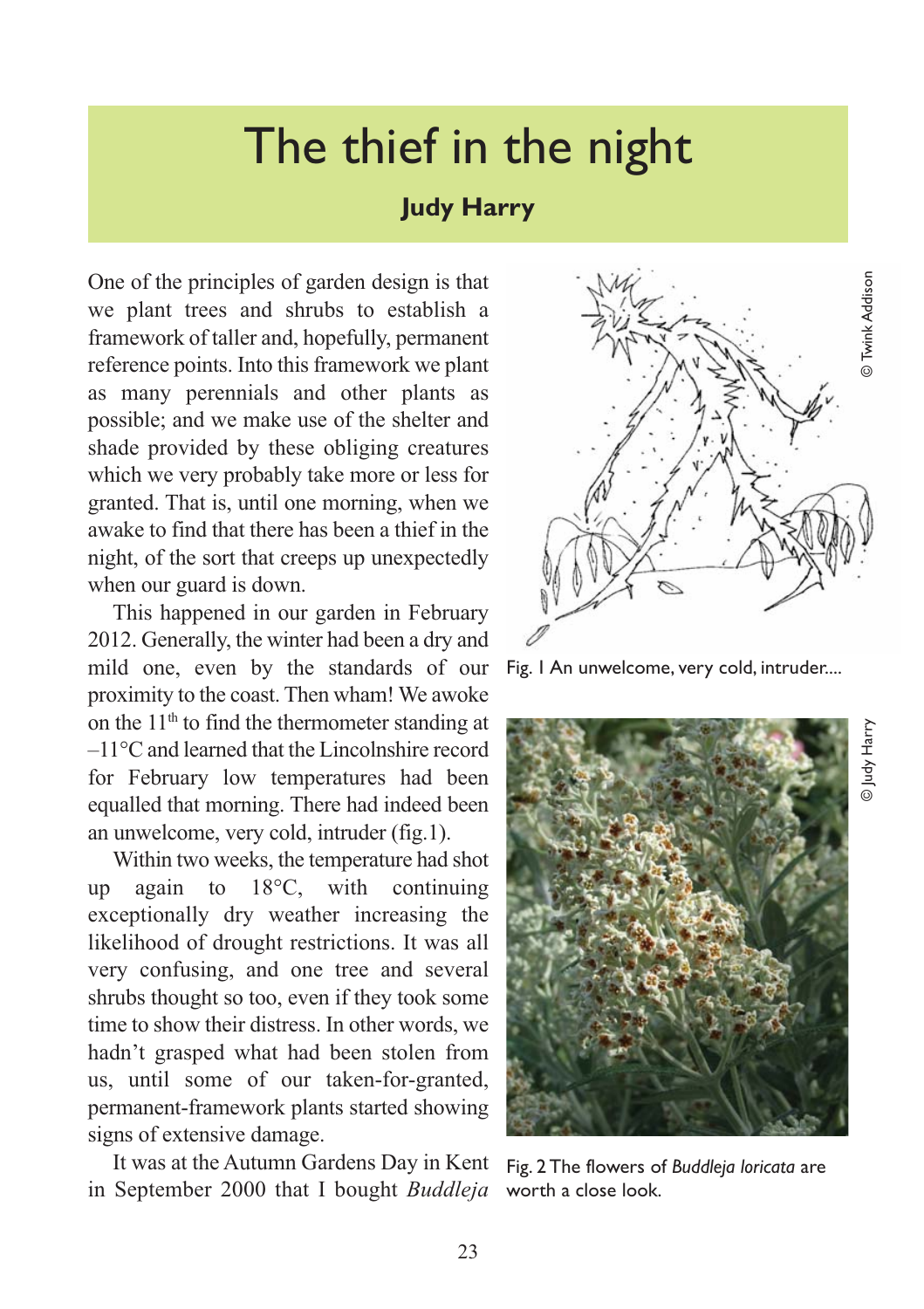# The thief in the night

**Judy Harry**

One of the principles of garden design is that we plant trees and shrubs to establish a framework of taller and, hopefully, permanent reference points. Into this framework we plant as many perennials and other plants as possible; and we make use of the shelter and shade provided by these obliging creatures which we very probably take more or less for granted. That is, until one morning, when we awake to find that there has been a thief in the night, of the sort that creeps up unexpectedly when our guard is down.

This happened in our garden in February 2012. Generally, the winter had been a dry and mild one, even by the standards of our proximity to the coast. Then wham! We awoke on the 11th to find the thermometer standing at –11°C and learned that the Lincolnshire record for February low temperatures had been equalled that morning. There had indeed been an unwelcome, very cold, intruder (fig.1).

Within two weeks, the temperature had shot up again to 18°C, with continuing exceptionally dry weather increasing the likelihood of drought restrictions. It was all very confusing, and one tree and several shrubs thought so too, even if they took some time to show their distress. In other words, we hadn't grasped what had been stolen from us, until some of our taken-for-granted, permanent-framework plants started showing signs of extensive damage.

It was at the Autumn Gardens Day in Kent in September 2000 that I bought *Buddleja*

© Twink Addison

Fig. 1 An unwelcome, very cold, intruder....

© Judy Harry

Fig. 2 The flowers of *Buddleja loricata* are worth a close look.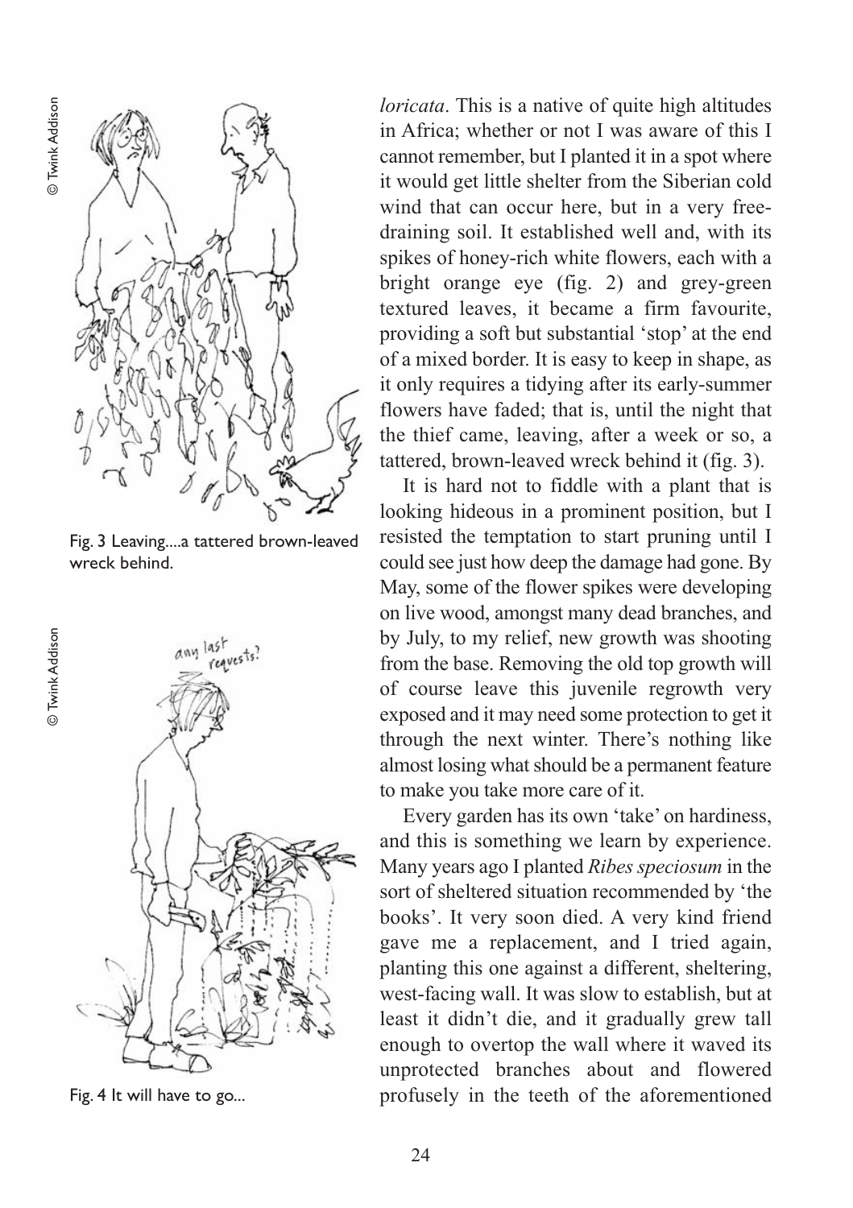© Twink Addison

Fig. 3 Leaving....a tattered brown-leaved wreck behind.

© Twink Addison

Fig. 4 It will have to go...

*loricata*. This is a native of quite high altitudes in Africa; whether or not I was aware of this I cannot remember, but I planted it in a spot where it would get little shelter from the Siberian cold wind that can occur here, but in a very free-draining soil. It established well and, with its spikes of honey-rich white flowers, each with a bright orange eye (fig. 2) and grey-green textured leaves, it became a firm favourite, providing a soft but substantial 'stop' at the end of a mixed border. It is easy to keep in shape, as it only requires a tidying after its early-summer flowers have faded; that is, until the night that the thief came, leaving, after a week or so, a tattered, brown-leaved wreck behind it (fig. 3).

It is hard not to fiddle with a plant that is looking hideous in a prominent position, but I resisted the temptation to start pruning until I could see just how deep the damage had gone. By May, some of the flower spikes were developing on live wood, amongst many dead branches, and by July, to my relief, new growth was shooting from the base. Removing the old top growth will of course leave this juvenile regrowth very exposed and it may need some protection to get it through the next winter. There's nothing like almost losing what should be a permanent feature to make you take more care of it.

Every garden has its own 'take' on hardiness, and this is something we learn by experience. Many years ago I planted *Ribes speciosum* in the sort of sheltered situation recommended by 'the books'. It very soon died. A very kind friend gave me a replacement, and I tried again, planting this one against a different, sheltering, west-facing wall. It was slow to establish, but at least it didn't die, and it gradually grew tall enough to overtop the wall where it waved its unprotected branches about and flowered profusely in the teeth of the aforementioned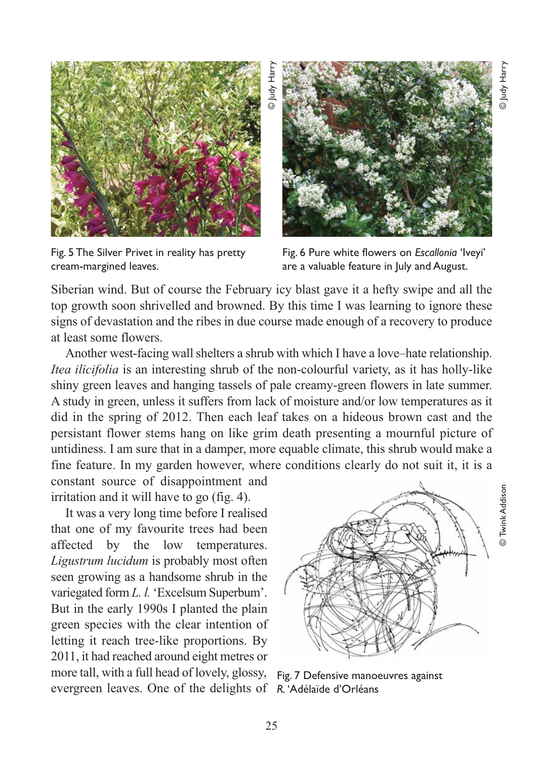Fig. 5 The Silver Privet in reality has pretty cream-margined leaves.

Fig. 6 Pure white flowers on *Escallonia* 'Iveyi' are a valuable feature in July and August.

Siberian wind. But of course the February icy blast gave it a hefty swipe and all the top growth soon shrivelled and browned. By this time I was learning to ignore these signs of devastation and the ribes in due course made enough of a recovery to produce at least some flowers.

Another west-facing wall shelters a shrub with which I have a love–hate relationship. *Itea ilicifolia* is an interesting shrub of the non-colourful variety, as it has holly-like shiny green leaves and hanging tassels of pale creamy-green flowers in late summer. A study in green, unless it suffers from lack of moisture and/or low temperatures as it did in the spring of 2012. Then each leaf takes on a hideous brown cast and the persistant flower stems hang on like grim death presenting a mournful picture of untidiness. I am sure that in a damper, more equable climate, this shrub would make a fine feature. In my garden however, where conditions clearly do not suit it, it is a constant source of disappointment and irritation and it will have to go (fig. 4).

It was a very long time before I realised that one of my favourite trees had been affected by the low temperatures. *Ligustrum lucidum* is probably most often seen growing as a handsome shrub in the variegated form *L. l.* 'Excelsum Superbum'. But in the early 1990s I planted the plain green species with the clear intention of letting it reach tree-like proportions. By 2011, it had reached around eight metres or more tall, with a full head of lovely, glossy, evergreen leaves. One of the delights of

Fig. 7 Defensive manoeuvres against *R.* 'Adélaïde d'Orléans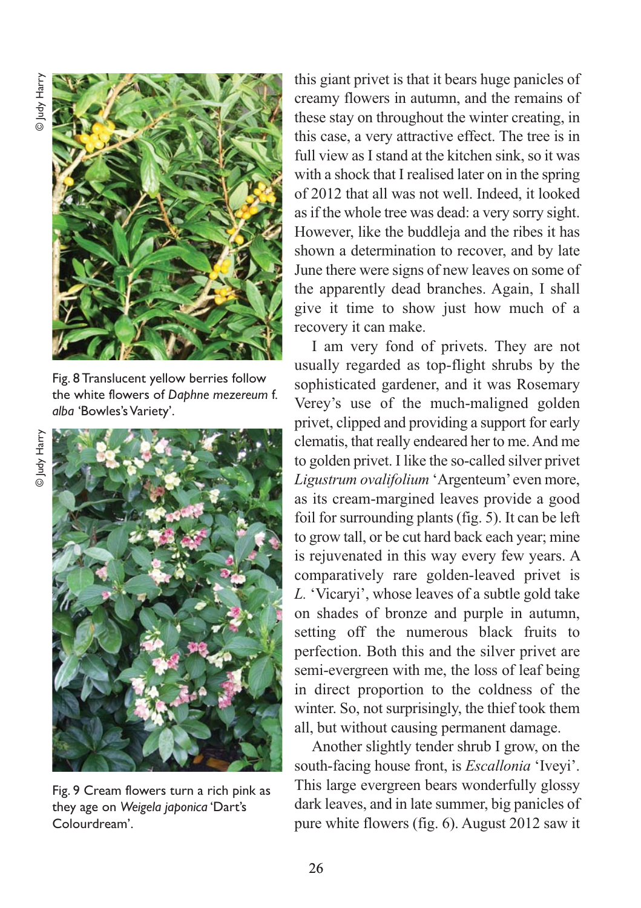Fig. 8 Translucent yellow berries follow the white flowers of *Daphne mezereum* f. *alba* 'Bowles's Variety'.

Fig. 9 Cream flowers turn a rich pink as they age on *Weigela japonica* 'Dart's Colourdream'.

this giant privet is that it bears huge panicles of creamy flowers in autumn, and the remains of these stay on throughout the winter creating, in this case, a very attractive effect. The tree is in full view as I stand at the kitchen sink, so it was with a shock that I realised later on in the spring of 2012 that all was not well. Indeed, it looked as if the whole tree was dead: a very sorry sight. However, like the buddleja and the ribes it has shown a determination to recover, and by late June there were signs of new leaves on some of the apparently dead branches. Again, I shall give it time to show just how much of a recovery it can make.

I am very fond of privets. They are not usually regarded as top-flight shrubs by the sophisticated gardener, and it was Rosemary Verey's use of the much-maligned golden privet, clipped and providing a support for early clematis, that really endeared her to me. And me to golden privet. I like the so-called silver privet *Ligustrum ovalifolium* 'Argenteum' even more, as its cream-margined leaves provide a good foil for surrounding plants (fig. 5). It can be left to grow tall, or be cut hard back each year; mine is rejuvenated in this way every few years. A comparatively rare golden-leaved privet is *L.* 'Vicaryi', whose leaves of a subtle gold take on shades of bronze and purple in autumn, setting off the numerous black fruits to perfection. Both this and the silver privet are semi-evergreen with me, the loss of leaf being in direct proportion to the coldness of the winter. So, not surprisingly, the thief took them all, but without causing permanent damage.

Another slightly tender shrub I grow, on the south-facing house front, is *Escallonia* 'Iveyi'. This large evergreen bears wonderfully glossy dark leaves, and in late summer, big panicles of pure white flowers (fig. 6). August 2012 saw it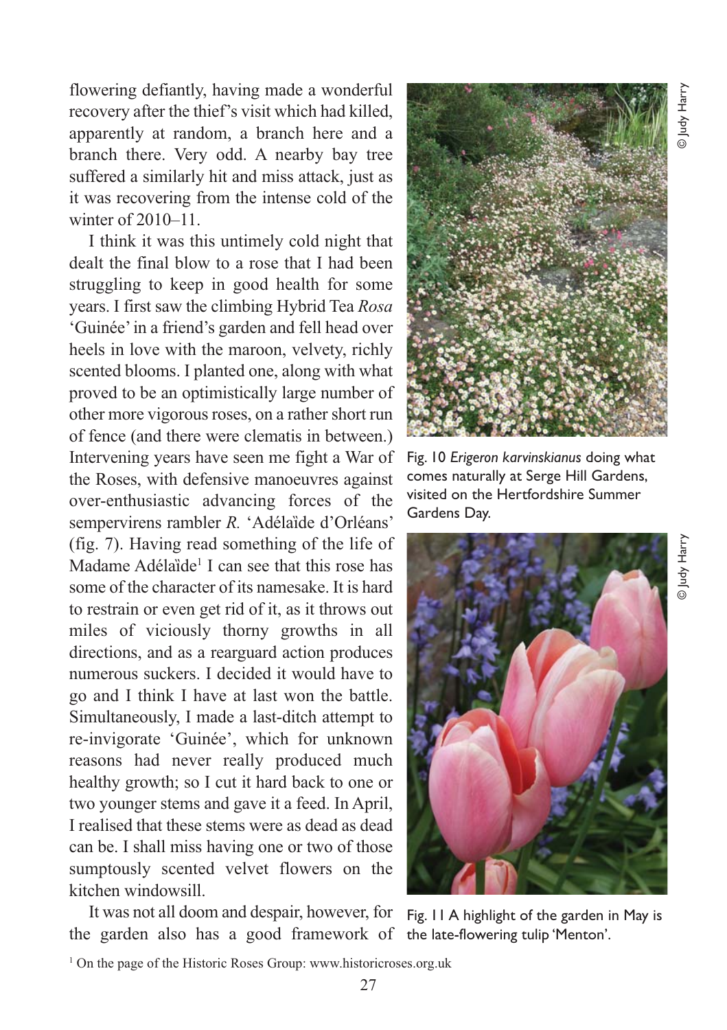flowering defiantly, having made a wonderful recovery after the thief's visit which had killed, apparently at random, a branch here and a branch there. Very odd. A nearby bay tree suffered a similarly hit and miss attack, just as it was recovering from the intense cold of the winter of 2010–11.

I think it was this untimely cold night that dealt the final blow to a rose that I had been struggling to keep in good health for some years. I first saw the climbing Hybrid Tea *Rosa* 'Guinée' in a friend's garden and fell head over heels in love with the maroon, velvety, richly scented blooms. I planted one, along with what proved to be an optimistically large number of other more vigorous roses, on a rather short run of fence (and there were clematis in between.) Intervening years have seen me fight a War of the Roses, with defensive manoeuvres against over-enthusiastic advancing forces of the sempervirens rambler *R.* 'Adélaïde d'Orléans' (fig. 7). Having read something of the life of Madame Adélaïde[1] I can see that this rose has some of the character of its namesake. It is hard to restrain or even get rid of it, as it throws out miles of viciously thorny growths in all directions, and as a rearguard action produces numerous suckers. I decided it would have to go and I think I have at last won the battle. Simultaneously, I made a last-ditch attempt to re-invigorate 'Guinée', which for unknown reasons had never really produced much healthy growth; so I cut it hard back to one or two younger stems and gave it a feed. In April, I realised that these stems were as dead as dead can be. I shall miss having one or two of those sumptously scented velvet flowers on the kitchen windowsill.

It was not all doom and despair, however, for the garden also has a good framework of

© Judy Harry

Fig. 10 *Erigeron karvinskianus* doing what comes naturally at Serge Hill Gardens, visited on the Hertfordshire Summer Gardens Day.

© Judy Harry

Fig. 11 A highlight of the garden in May is the late-flowering tulip 'Menton'.

[1] On the page of the Historic Roses Group: www.historicroses.org.uk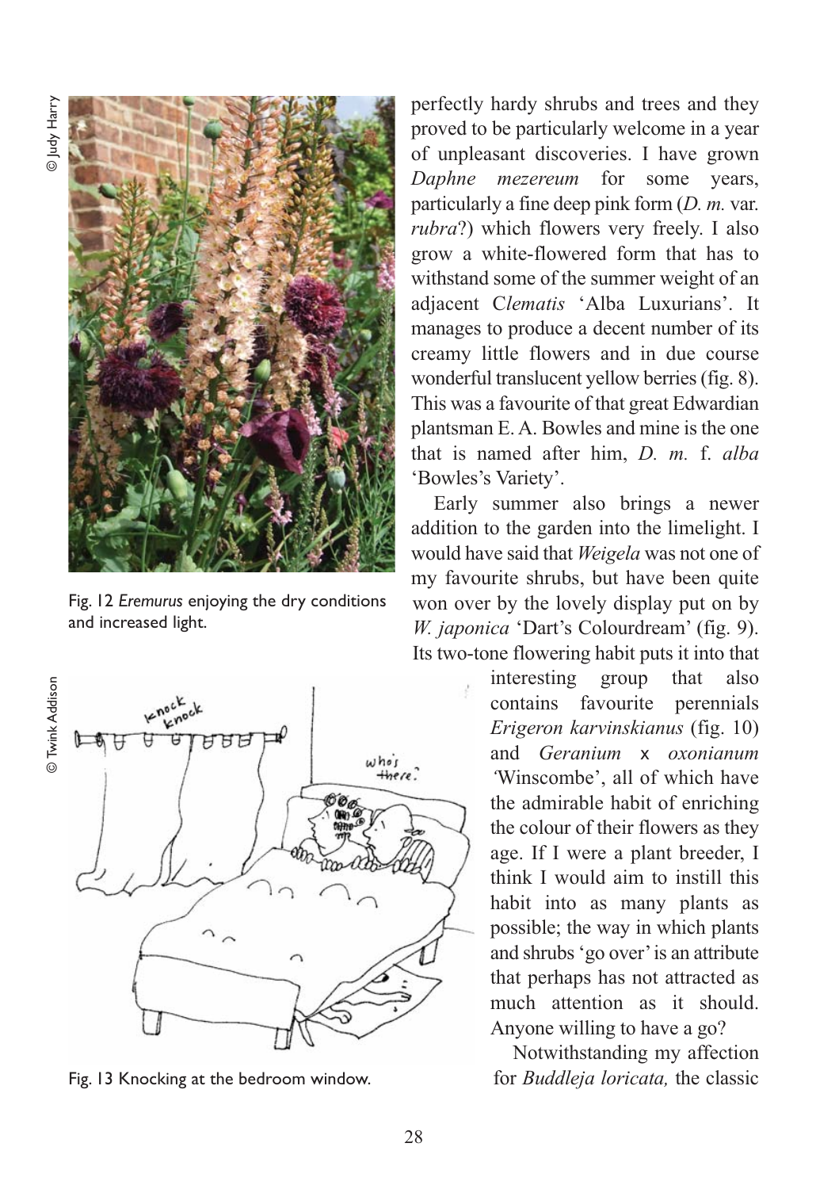© Judy Harry

Fig. 12 *Eremurus* enjoying the dry conditions and increased light.

© Twink Addison

Fig. 13 Knocking at the bedroom window.

perfectly hardy shrubs and trees and they proved to be particularly welcome in a year of unpleasant discoveries. I have grown *Daphne mezereum* for some years, particularly a fine deep pink form (*D. m.* var. *rubra*?) which flowers very freely. I also grow a white-flowered form that has to withstand some of the summer weight of an adjacent C*lematis* 'Alba Luxurians'. It manages to produce a decent number of its creamy little flowers and in due course wonderful translucent yellow berries (fig. 8). This was a favourite of that great Edwardian plantsman E. A. Bowles and mine is the one that is named after him, *D. m.* f. *alba* 'Bowles's Variety'.

Early summer also brings a newer addition to the garden into the limelight. I would have said that *Weigela* was not one of my favourite shrubs, but have been quite won over by the lovely display put on by *W. japonica* 'Dart's Colourdream' (fig. 9). Its two-tone flowering habit puts it into that interesting group that also contains favourite perennials *Erigeron karvinskianus* (fig. 10) and *Geranium* x *oxonianum* 'Winscombe', all of which have the admirable habit of enriching the colour of their flowers as they age. If I were a plant breeder, I think I would aim to instill this habit into as many plants as possible; the way in which plants and shrubs 'go over' is an attribute that perhaps has not attracted as much attention as it should. Anyone willing to have a go?

Notwithstanding my affection for *Buddleja loricata,* the classic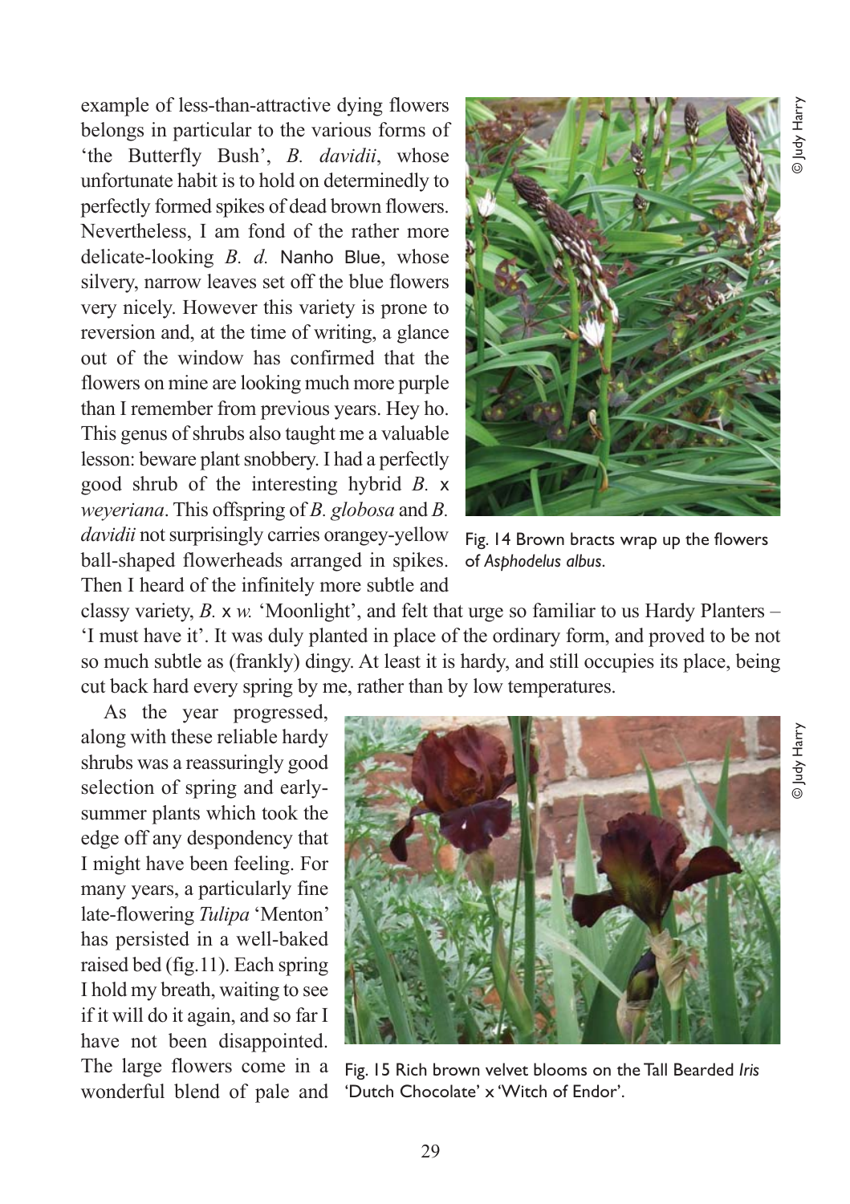example of less-than-attractive dying flowers belongs in particular to the various forms of 'the Butterfly Bush', *B. davidii*, whose unfortunate habit is to hold on determinedly to perfectly formed spikes of dead brown flowers. Nevertheless, I am fond of the rather more delicate-looking *B. d.* Nanho Blue, whose silvery, narrow leaves set off the blue flowers very nicely. However this variety is prone to reversion and, at the time of writing, a glance out of the window has confirmed that the flowers on mine are looking much more purple than I remember from previous years. Hey ho. This genus of shrubs also taught me a valuable lesson: beware plant snobbery. I had a perfectly good shrub of the interesting hybrid *B.* x *weyeriana*. This offspring of *B. globosa* and *B. davidii* not surprisingly carries orangey-yellow ball-shaped flowerheads arranged in spikes. Then I heard of the infinitely more subtle and classy variety, *B.* x *w.* 'Moonlight', and felt that urge so familiar to us Hardy Planters – 'I must have it'. It was duly planted in place of the ordinary form, and proved to be not so much subtle as (frankly) dingy. At least it is hardy, and still occupies its place, being cut back hard every spring by me, rather than by low temperatures.

© Judy Harry

Fig. 14 Brown bracts wrap up the flowers of *Asphodelus albus*.

As the year progressed, along with these reliable hardy shrubs was a reassuringly good selection of spring and early-summer plants which took the edge off any despondency that I might have been feeling. For many years, a particularly fine late-flowering *Tulipa* 'Menton' has persisted in a well-baked raised bed (fig.11). Each spring I hold my breath, waiting to see if it will do it again, and so far I have not been disappointed. The large flowers come in a wonderful blend of pale and

© Judy Harry

Fig. 15 Rich brown velvet blooms on the Tall Bearded *Iris* 'Dutch Chocolate' x 'Witch of Endor'.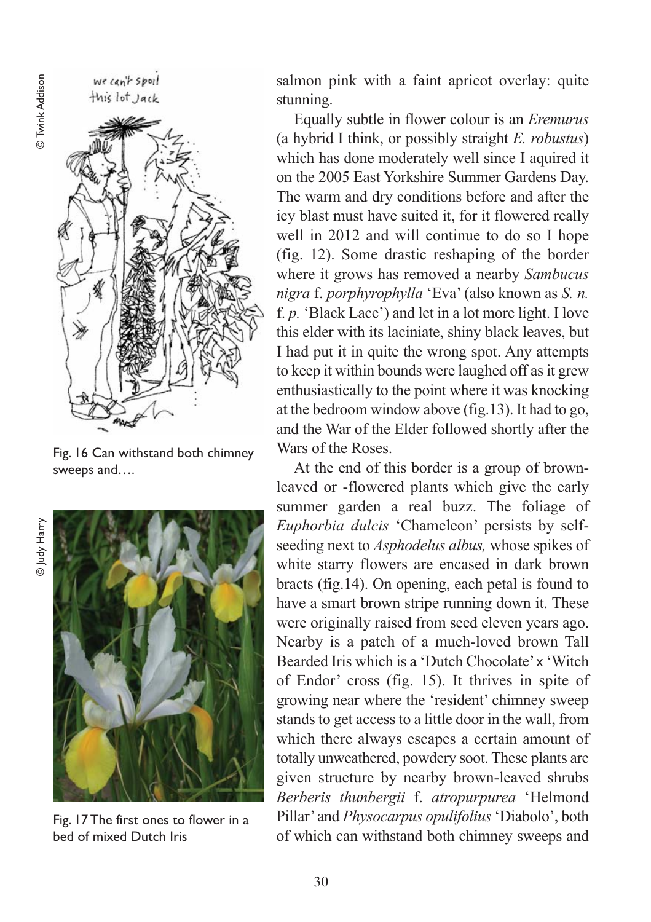Fig. 16 Can withstand both chimney sweeps and….

Fig. 17 The first ones to flower in a bed of mixed Dutch Iris

salmon pink with a faint apricot overlay: quite stunning.

Equally subtle in flower colour is an *Eremurus* (a hybrid I think, or possibly straight *E. robustus*) which has done moderately well since I aquired it on the 2005 East Yorkshire Summer Gardens Day. The warm and dry conditions before and after the icy blast must have suited it, for it flowered really well in 2012 and will continue to do so I hope (fig. 12). Some drastic reshaping of the border where it grows has removed a nearby *Sambucus nigra* f. *porphyrophylla* 'Eva' (also known as *S. n.* f. *p.* 'Black Lace') and let in a lot more light. I love this elder with its laciniate, shiny black leaves, but I had put it in quite the wrong spot. Any attempts to keep it within bounds were laughed off as it grew enthusiastically to the point where it was knocking at the bedroom window above (fig.13). It had to go, and the War of the Elder followed shortly after the Wars of the Roses.

At the end of this border is a group of brown-leaved or -flowered plants which give the early summer garden a real buzz. The foliage of *Euphorbia dulcis* 'Chameleon' persists by self-seeding next to *Asphodelus albus,* whose spikes of white starry flowers are encased in dark brown bracts (fig.14). On opening, each petal is found to have a smart brown stripe running down it. These were originally raised from seed eleven years ago. Nearby is a patch of a much-loved brown Tall Bearded Iris which is a 'Dutch Chocolate' x 'Witch of Endor' cross (fig. 15). It thrives in spite of growing near where the 'resident' chimney sweep stands to get access to a little door in the wall, from which there always escapes a certain amount of totally unweathered, powdery soot. These plants are given structure by nearby brown-leaved shrubs *Berberis thunbergii* f. *atropurpurea* 'Helmond Pillar' and *Physocarpus opulifolius* 'Diabolo', both of which can withstand both chimney sweeps and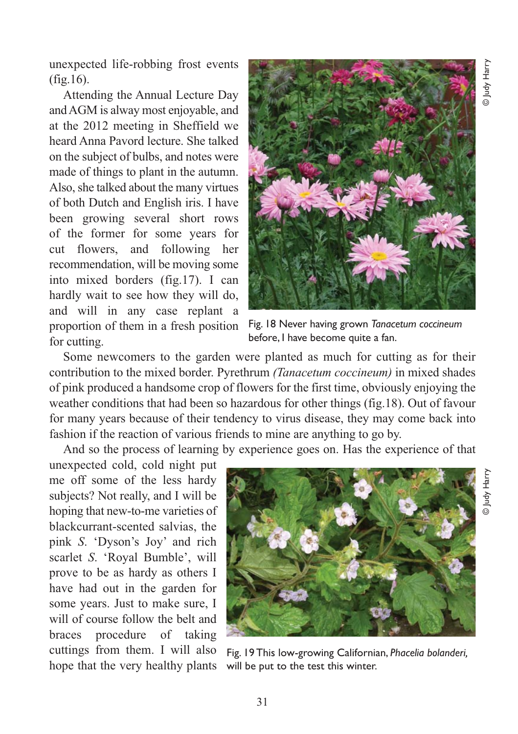unexpected life-robbing frost events (fig.16).

Attending the Annual Lecture Day and AGM is alway most enjoyable, and at the 2012 meeting in Sheffield we heard Anna Pavord lecture. She talked on the subject of bulbs, and notes were made of things to plant in the autumn. Also, she talked about the many virtues of both Dutch and English iris. I have been growing several short rows of the former for some years for cut flowers, and following her recommendation, will be moving some into mixed borders (fig.17). I can hardly wait to see how they will do, and will in any case replant a proportion of them in a fresh position for cutting.

© Judy Harry

Fig. 18 Never having grown *Tanacetum coccineum* before, I have become quite a fan.

Some newcomers to the garden were planted as much for cutting as for their contribution to the mixed border. Pyrethrum *(Tanacetum coccineum)* in mixed shades of pink produced a handsome crop of flowers for the first time, obviously enjoying the weather conditions that had been so hazardous for other things (fig.18). Out of favour for many years because of their tendency to virus disease, they may come back into fashion if the reaction of various friends to mine are anything to go by.

And so the process of learning by experience goes on. Has the experience of that unexpected cold, cold night put me off some of the less hardy subjects? Not really, and I will be hoping that new-to-me varieties of blackcurrant-scented salvias, the pink *S.* 'Dyson's Joy' and rich scarlet *S.* 'Royal Bumble', will prove to be as hardy as others I have had out in the garden for some years. Just to make sure, I will of course follow the belt and braces procedure of taking cuttings from them. I will also hope that the very healthy plants

© Judy Harry

Fig. 19 This low-growing Californian, *Phacelia bolanderi,* will be put to the test this winter.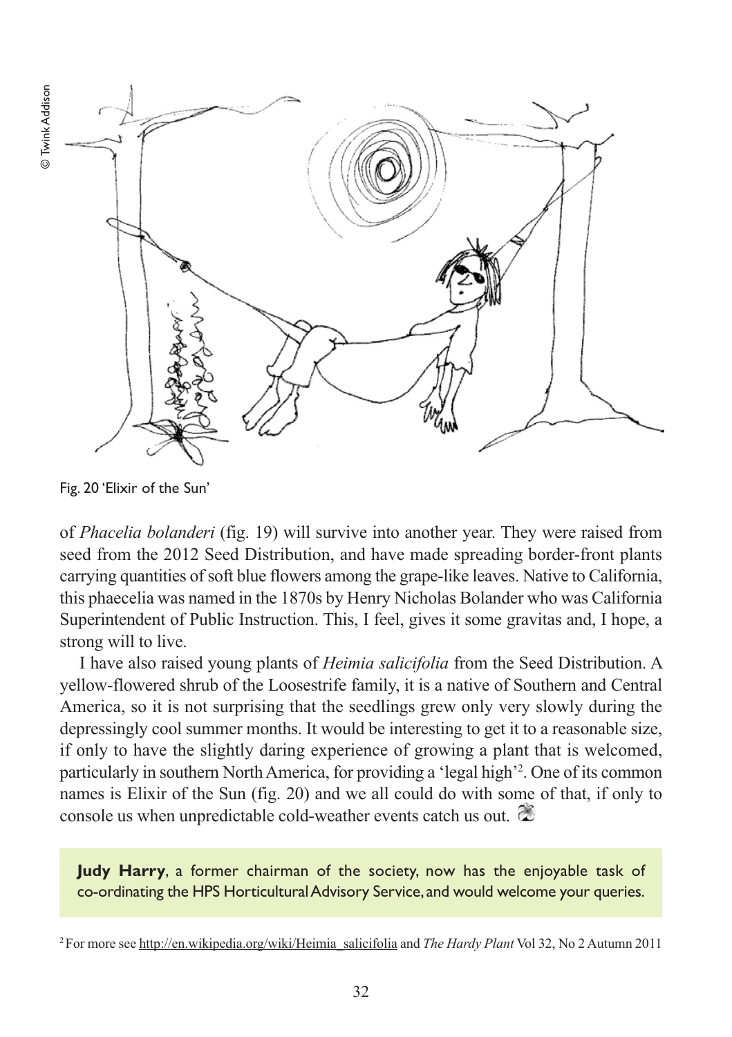© Twink Addison

Fig. 20 'Elixir of the Sun'

of *Phacelia bolanderi* (fig. 19) will survive into another year. They were raised from seed from the 2012 Seed Distribution, and have made spreading border-front plants carrying quantities of soft blue flowers among the grape-like leaves. Native to California, this phaecelia was named in the 1870s by Henry Nicholas Bolander who was California Superintendent of Public Instruction. This, I feel, gives it some gravitas and, I hope, a strong will to live.

I have also raised young plants of *Heimia salicifolia* from the Seed Distribution. A yellow-flowered shrub of the Loosestrife family, it is a native of Southern and Central America, so it is not surprising that the seedlings grew only very slowly during the depressingly cool summer months. It would be interesting to get it to a reasonable size, if only to have the slightly daring experience of growing a plant that is welcomed, particularly in southern North America, for providing a 'legal high'[2]. One of its common names is Elixir of the Sun (fig. 20) and we all could do with some of that, if only to console us when unpredictable cold-weather events catch us out.

**Judy Harry**, a former chairman of the society, now has the enjoyable task of co-ordinating the HPS Horticultural Advisory Service, and would welcome your queries.

[2] For more see http://en.wikipedia.org/wiki/Heimia_salicifolia and *The Hardy Plant* Vol 32, No 2 Autumn 2011